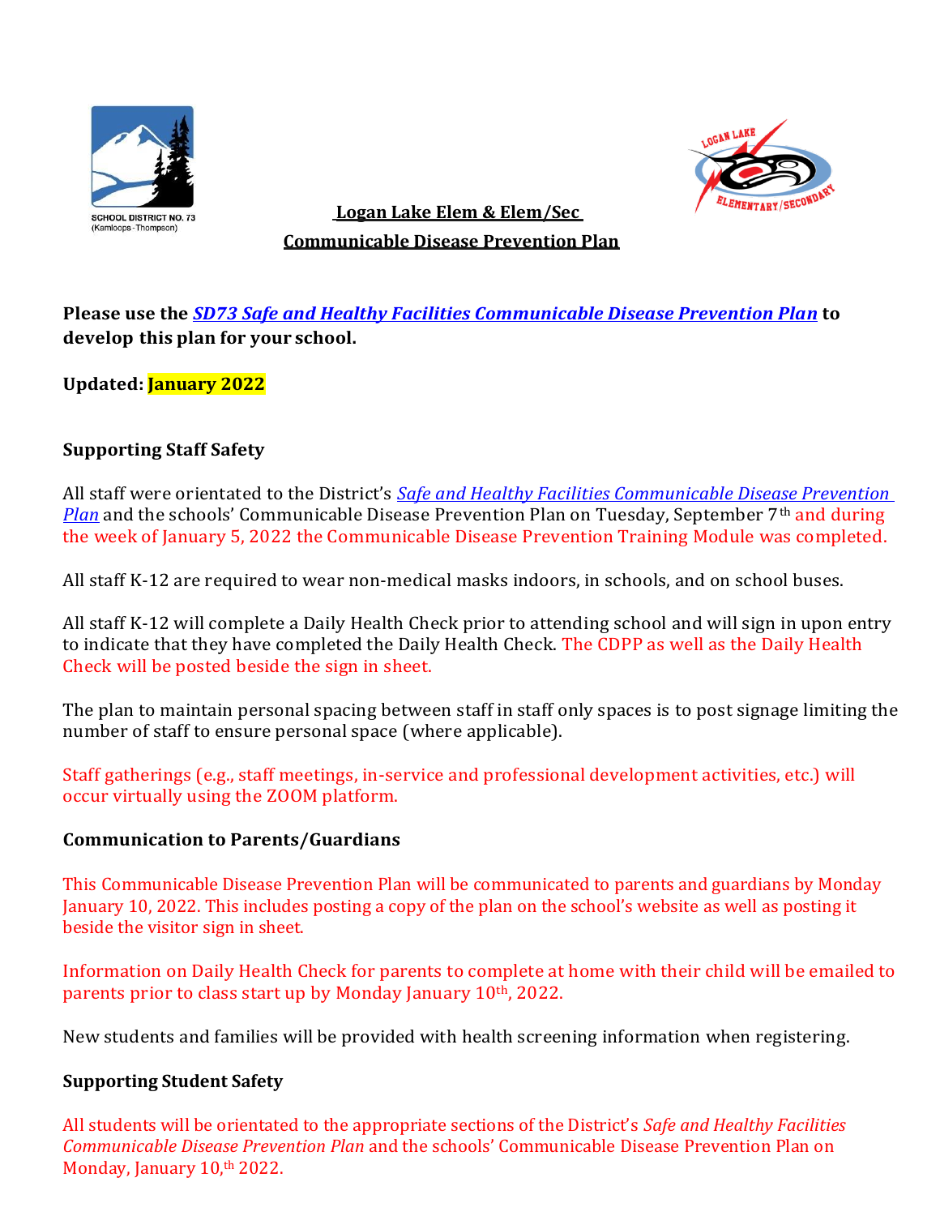SCHOOL DISTRICT NO. 73 (Kamloops-Thompson)

# Logan Lake Elem & Elem/Sec
# Communicable Disease Prevention Plan

**Please use the *SD73 Safe and Healthy Facilities Communicable Disease Prevention Plan* to develop this plan for your school.**

**Updated: January 2022**

### Supporting Staff Safety

All staff were orientated to the District's *Safe and Healthy Facilities Communicable Disease Prevention Plan* and the schools' Communicable Disease Prevention Plan on Tuesday, September 7th and during the week of January 5, 2022 the Communicable Disease Prevention Training Module was completed.

All staff K-12 are required to wear non-medical masks indoors, in schools, and on school buses.

All staff K-12 will complete a Daily Health Check prior to attending school and will sign in upon entry to indicate that they have completed the Daily Health Check. The CDPP as well as the Daily Health Check will be posted beside the sign in sheet.

The plan to maintain personal spacing between staff in staff only spaces is to post signage limiting the number of staff to ensure personal space (where applicable).

Staff gatherings (e.g., staff meetings, in-service and professional development activities, etc.) will occur virtually using the ZOOM platform.

### Communication to Parents/Guardians

This Communicable Disease Prevention Plan will be communicated to parents and guardians by Monday January 10, 2022. This includes posting a copy of the plan on the school's website as well as posting it beside the visitor sign in sheet.

Information on Daily Health Check for parents to complete at home with their child will be emailed to parents prior to class start up by Monday January 10th, 2022.

New students and families will be provided with health screening information when registering.

### Supporting Student Safety

All students will be orientated to the appropriate sections of the District's *Safe and Healthy Facilities Communicable Disease Prevention Plan* and the schools' Communicable Disease Prevention Plan on Monday, January 10,th 2022.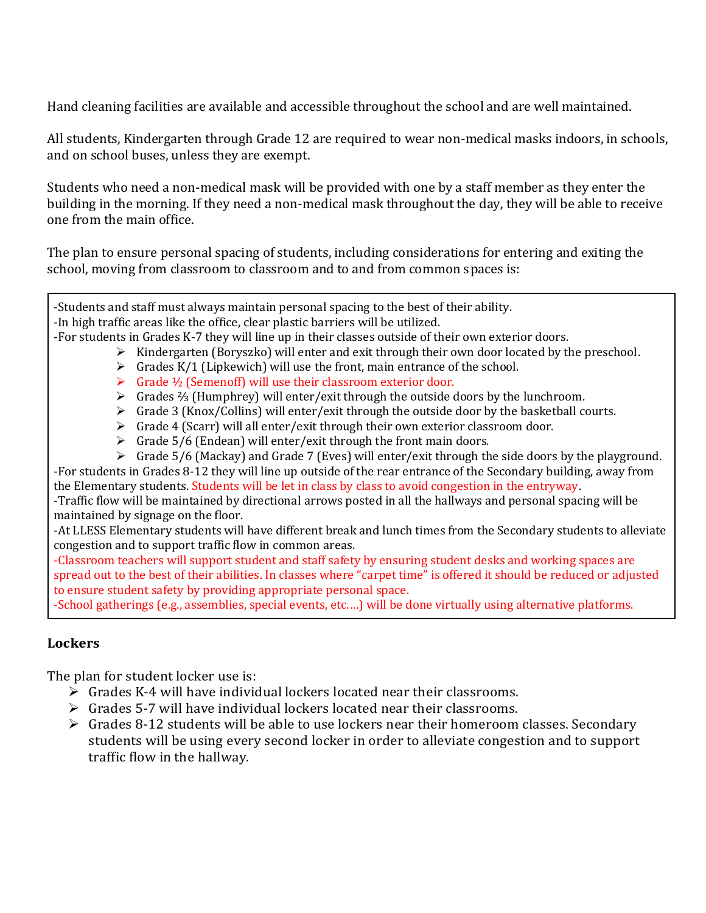Hand cleaning facilities are available and accessible throughout the school and are well maintained.

All students, Kindergarten through Grade 12 are required to wear non-medical masks indoors, in schools, and on school buses, unless they are exempt.

Students who need a non-medical mask will be provided with one by a staff member as they enter the building in the morning. If they need a non-medical mask throughout the day, they will be able to receive one from the main office.

The plan to ensure personal spacing of students, including considerations for entering and exiting the school, moving from classroom to classroom and to and from common spaces is:

-Students and staff must always maintain personal spacing to the best of their ability.
-In high traffic areas like the office, clear plastic barriers will be utilized.
-For students in Grades K-7 they will line up in their classes outside of their own exterior doors.

- Kindergarten (Boryszko) will enter and exit through their own door located by the preschool.
- Grades K/1 (Lipkewich) will use the front, main entrance of the school.
- Grade ½ (Semenoff) will use their classroom exterior door.
- Grades ⅔ (Humphrey) will enter/exit through the outside doors by the lunchroom.
- Grade 3 (Knox/Collins) will enter/exit through the outside door by the basketball courts.
- Grade 4 (Scarr) will all enter/exit through their own exterior classroom door.
- Grade 5/6 (Endean) will enter/exit through the front main doors.
- Grade 5/6 (Mackay) and Grade 7 (Eves) will enter/exit through the side doors by the playground.

-For students in Grades 8-12 they will line up outside of the rear entrance of the Secondary building, away from the Elementary students. Students will be let in class by class to avoid congestion in the entryway.
-Traffic flow will be maintained by directional arrows posted in all the hallways and personal spacing will be maintained by signage on the floor.
-At LLESS Elementary students will have different break and lunch times from the Secondary students to alleviate congestion and to support traffic flow in common areas.
-Classroom teachers will support student and staff safety by ensuring student desks and working spaces are spread out to the best of their abilities. In classes where "carpet time" is offered it should be reduced or adjusted to ensure student safety by providing appropriate personal space.
-School gatherings (e.g., assemblies, special events, etc.…) will be done virtually using alternative platforms.

**Lockers**

The plan for student locker use is:

- Grades K-4 will have individual lockers located near their classrooms.
- Grades 5-7 will have individual lockers located near their classrooms.
- Grades 8-12 students will be able to use lockers near their homeroom classes. Secondary students will be using every second locker in order to alleviate congestion and to support traffic flow in the hallway.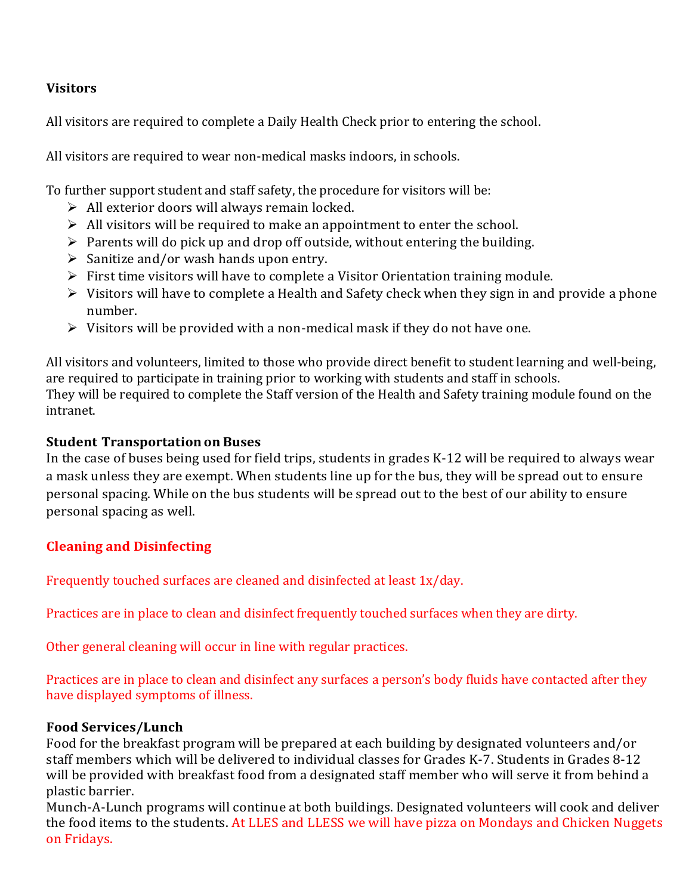### Visitors

All visitors are required to complete a Daily Health Check prior to entering the school.

All visitors are required to wear non-medical masks indoors, in schools.

To further support student and staff safety, the procedure for visitors will be:

- All exterior doors will always remain locked.
- All visitors will be required to make an appointment to enter the school.
- Parents will do pick up and drop off outside, without entering the building.
- Sanitize and/or wash hands upon entry.
- First time visitors will have to complete a Visitor Orientation training module.
- Visitors will have to complete a Health and Safety check when they sign in and provide a phone number.
- Visitors will be provided with a non-medical mask if they do not have one.

All visitors and volunteers, limited to those who provide direct benefit to student learning and well-being, are required to participate in training prior to working with students and staff in schools.
They will be required to complete the Staff version of the Health and Safety training module found on the intranet.

### Student Transportation on Buses

In the case of buses being used for field trips, students in grades K-12 will be required to always wear a mask unless they are exempt. When students line up for the bus, they will be spread out to ensure personal spacing. While on the bus students will be spread out to the best of our ability to ensure personal spacing as well.

### Cleaning and Disinfecting

Frequently touched surfaces are cleaned and disinfected at least 1x/day.

Practices are in place to clean and disinfect frequently touched surfaces when they are dirty.

Other general cleaning will occur in line with regular practices.

Practices are in place to clean and disinfect any surfaces a person's body fluids have contacted after they have displayed symptoms of illness.

### Food Services/Lunch

Food for the breakfast program will be prepared at each building by designated volunteers and/or staff members which will be delivered to individual classes for Grades K-7. Students in Grades 8-12 will be provided with breakfast food from a designated staff member who will serve it from behind a plastic barrier.
Munch-A-Lunch programs will continue at both buildings. Designated volunteers will cook and deliver the food items to the students. At LLES and LLESS we will have pizza on Mondays and Chicken Nuggets on Fridays.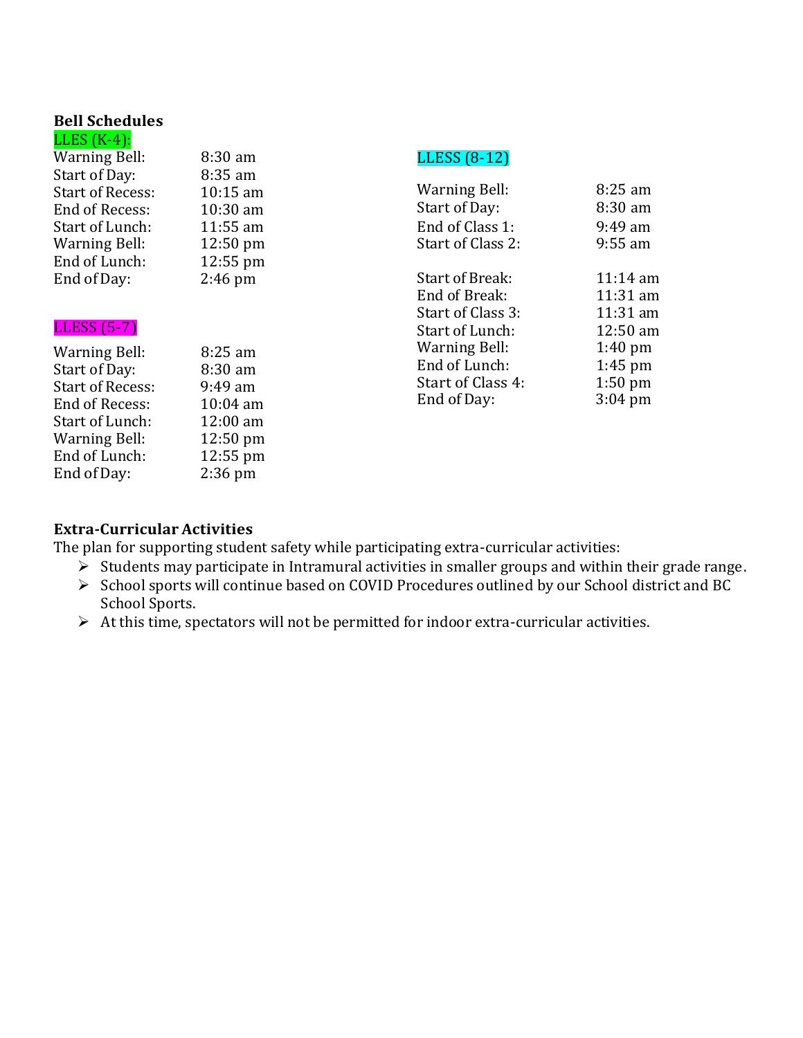**Bell Schedules**

LLES (K-4):

| | |
|---|---|
| Warning Bell: | 8:30 am |
| Start of Day: | 8:35 am |
| Start of Recess: | 10:15 am |
| End of Recess: | 10:30 am |
| Start of Lunch: | 11:55 am |
| Warning Bell: | 12:50 pm |
| End of Lunch: | 12:55 pm |
| End of Day: | 2:46 pm |

LLESS (5-7)

| | |
|---|---|
| Warning Bell: | 8:25 am |
| Start of Day: | 8:30 am |
| Start of Recess: | 9:49 am |
| End of Recess: | 10:04 am |
| Start of Lunch: | 12:00 am |
| Warning Bell: | 12:50 pm |
| End of Lunch: | 12:55 pm |
| End of Day: | 2:36 pm |

LLESS (8-12)

| | |
|---|---|
| Warning Bell: | 8:25 am |
| Start of Day: | 8:30 am |
| End of Class 1: | 9:49 am |
| Start of Class 2: | 9:55 am |
| Start of Break: | 11:14 am |
| End of Break: | 11:31 am |
| Start of Class 3: | 11:31 am |
| Start of Lunch: | 12:50 am |
| Warning Bell: | 1:40 pm |
| End of Lunch: | 1:45 pm |
| Start of Class 4: | 1:50 pm |
| End of Day: | 3:04 pm |

**Extra-Curricular Activities**

The plan for supporting student safety while participating extra-curricular activities:

- Students may participate in Intramural activities in smaller groups and within their grade range.
- School sports will continue based on COVID Procedures outlined by our School district and BC School Sports.
- At this time, spectators will not be permitted for indoor extra-curricular activities.